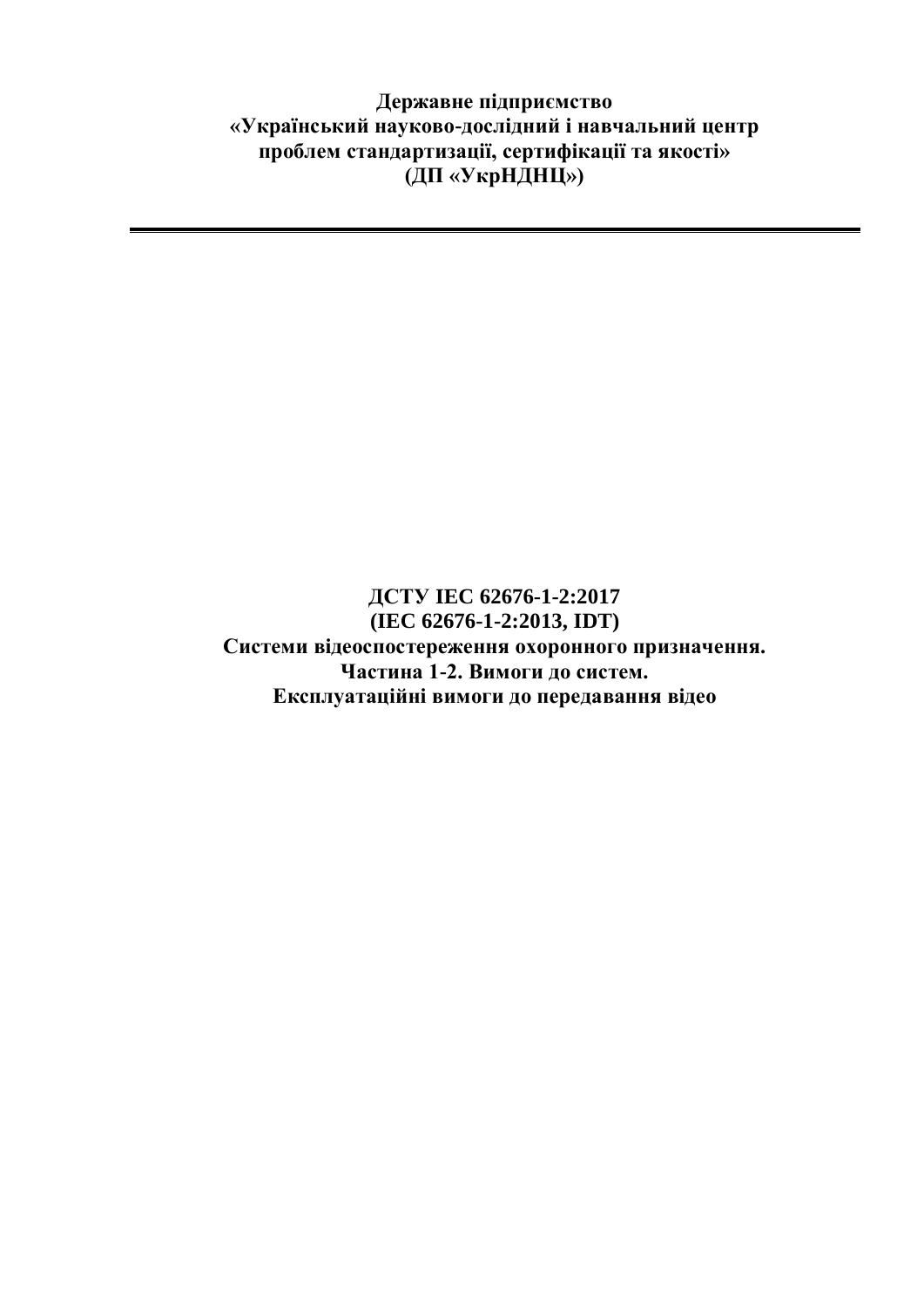**Державне підприємство**
**«Український науково-дослідний і навчальний центр**
**проблем стандартизації, сертифікації та якості»**
**(ДП «УкрНДНЦ»)**

---

# ДСТУ IEC 62676-1-2:2017
# (IEC 62676-1-2:2013, IDT)
# Системи відеоспостереження охоронного призначення.
# Частина 1-2. Вимоги до систем.
# Експлуатаційні вимоги до передавання відео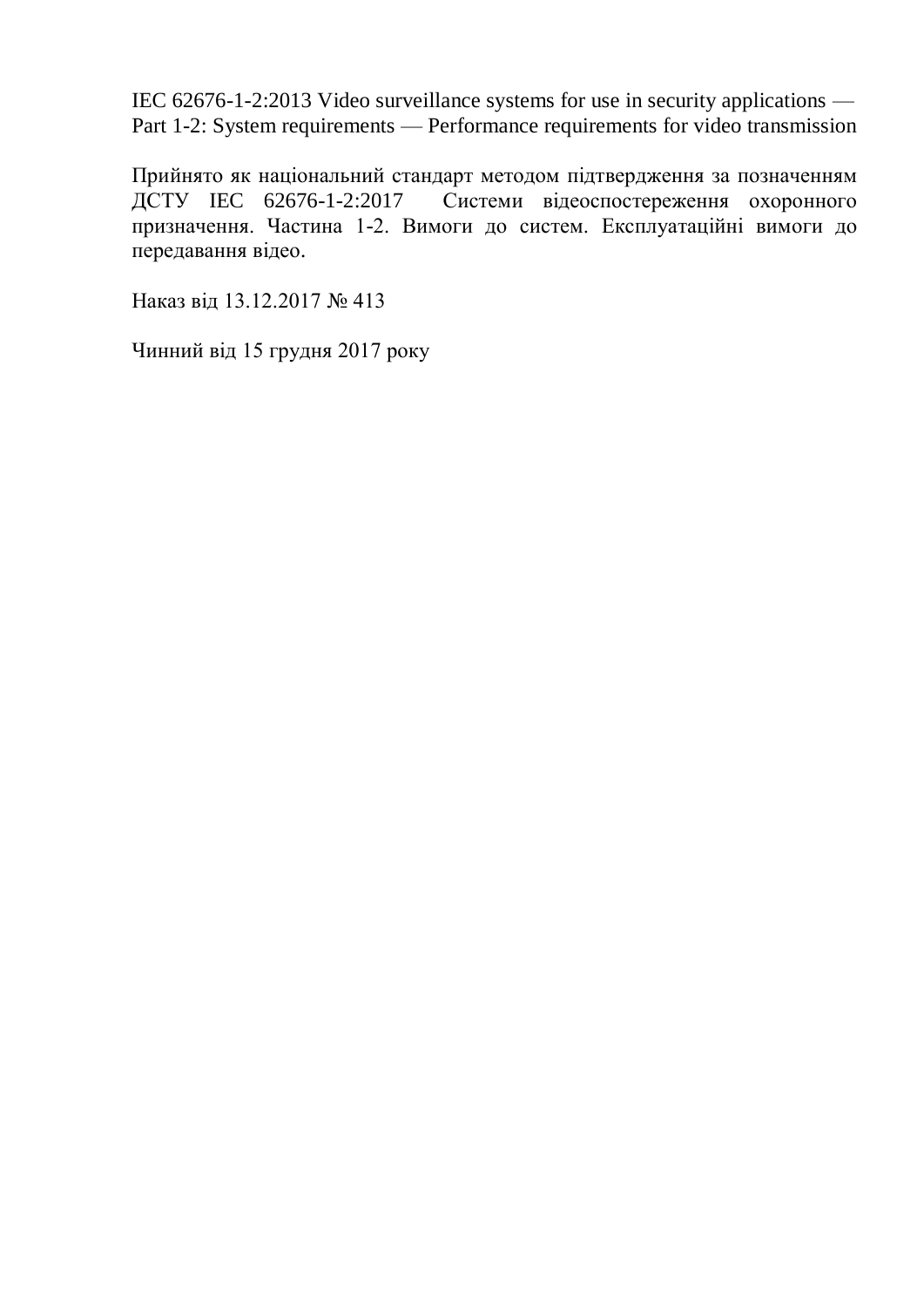IEC 62676-1-2:2013 Video surveillance systems for use in security applications — Part 1-2: System requirements — Performance requirements for video transmission

Прийнято як національний стандарт методом підтвердження за позначенням ДСТУ IEC 62676-1-2:2017 Системи відеоспостереження охоронного призначення. Частина 1-2. Вимоги до систем. Експлуатаційні вимоги до передавання відео.

Наказ від 13.12.2017 № 413

Чинний від 15 грудня 2017 року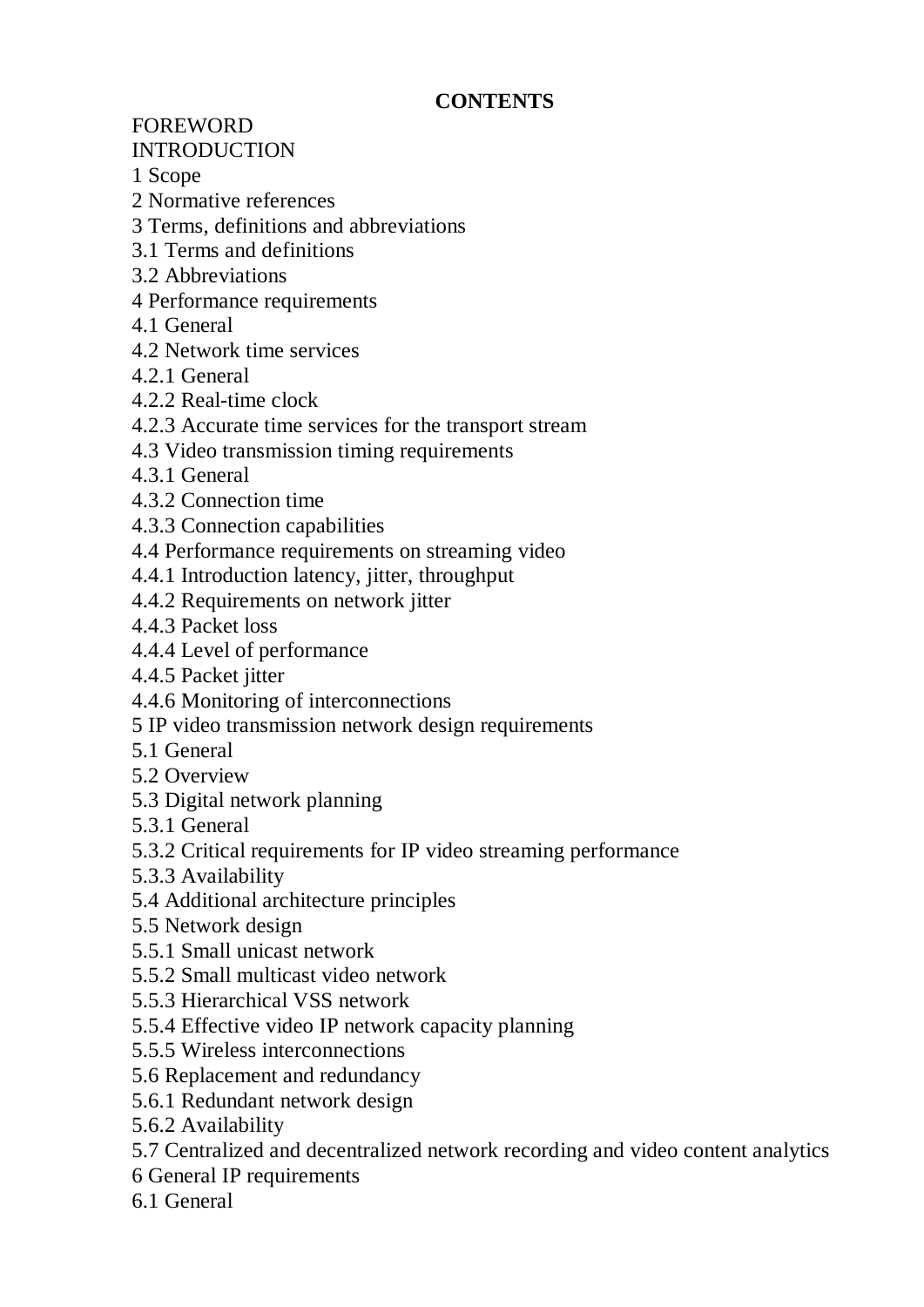**CONTENTS**

FOREWORD
INTRODUCTION
1 Scope
2 Normative references
3 Terms, definitions and abbreviations
3.1 Terms and definitions
3.2 Abbreviations
4 Performance requirements
4.1 General
4.2 Network time services
4.2.1 General
4.2.2 Real-time clock
4.2.3 Accurate time services for the transport stream
4.3 Video transmission timing requirements
4.3.1 General
4.3.2 Connection time
4.3.3 Connection capabilities
4.4 Performance requirements on streaming video
4.4.1 Introduction latency, jitter, throughput
4.4.2 Requirements on network jitter
4.4.3 Packet loss
4.4.4 Level of performance
4.4.5 Packet jitter
4.4.6 Monitoring of interconnections
5 IP video transmission network design requirements
5.1 General
5.2 Overview
5.3 Digital network planning
5.3.1 General
5.3.2 Critical requirements for IP video streaming performance
5.3.3 Availability
5.4 Additional architecture principles
5.5 Network design
5.5.1 Small unicast network
5.5.2 Small multicast video network
5.5.3 Hierarchical VSS network
5.5.4 Effective video IP network capacity planning
5.5.5 Wireless interconnections
5.6 Replacement and redundancy
5.6.1 Redundant network design
5.6.2 Availability
5.7 Centralized and decentralized network recording and video content analytics
6 General IP requirements
6.1 General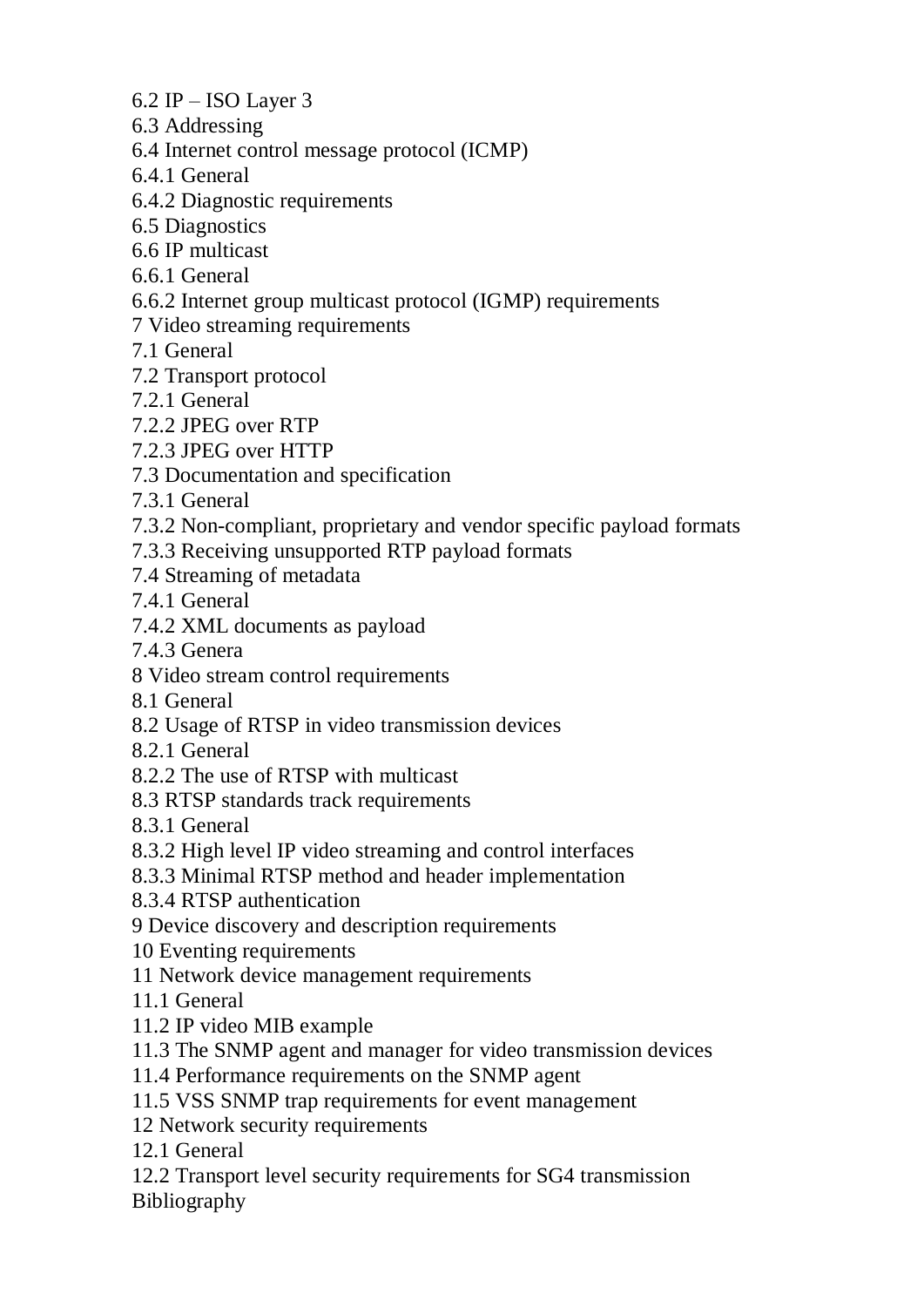6.2 IP – ISO Layer 3
6.3 Addressing
6.4 Internet control message protocol (ICMP)
6.4.1 General
6.4.2 Diagnostic requirements
6.5 Diagnostics
6.6 IP multicast
6.6.1 General
6.6.2 Internet group multicast protocol (IGMP) requirements
7 Video streaming requirements
7.1 General
7.2 Transport protocol
7.2.1 General
7.2.2 JPEG over RTP
7.2.3 JPEG over HTTP
7.3 Documentation and specification
7.3.1 General
7.3.2 Non-compliant, proprietary and vendor specific payload formats
7.3.3 Receiving unsupported RTP payload formats
7.4 Streaming of metadata
7.4.1 General
7.4.2 XML documents as payload
7.4.3 Genera
8 Video stream control requirements
8.1 General
8.2 Usage of RTSP in video transmission devices
8.2.1 General
8.2.2 The use of RTSP with multicast
8.3 RTSP standards track requirements
8.3.1 General
8.3.2 High level IP video streaming and control interfaces
8.3.3 Minimal RTSP method and header implementation
8.3.4 RTSP authentication
9 Device discovery and description requirements
10 Eventing requirements
11 Network device management requirements
11.1 General
11.2 IP video MIB example
11.3 The SNMP agent and manager for video transmission devices
11.4 Performance requirements on the SNMP agent
11.5 VSS SNMP trap requirements for event management
12 Network security requirements
12.1 General
12.2 Transport level security requirements for SG4 transmission
Bibliography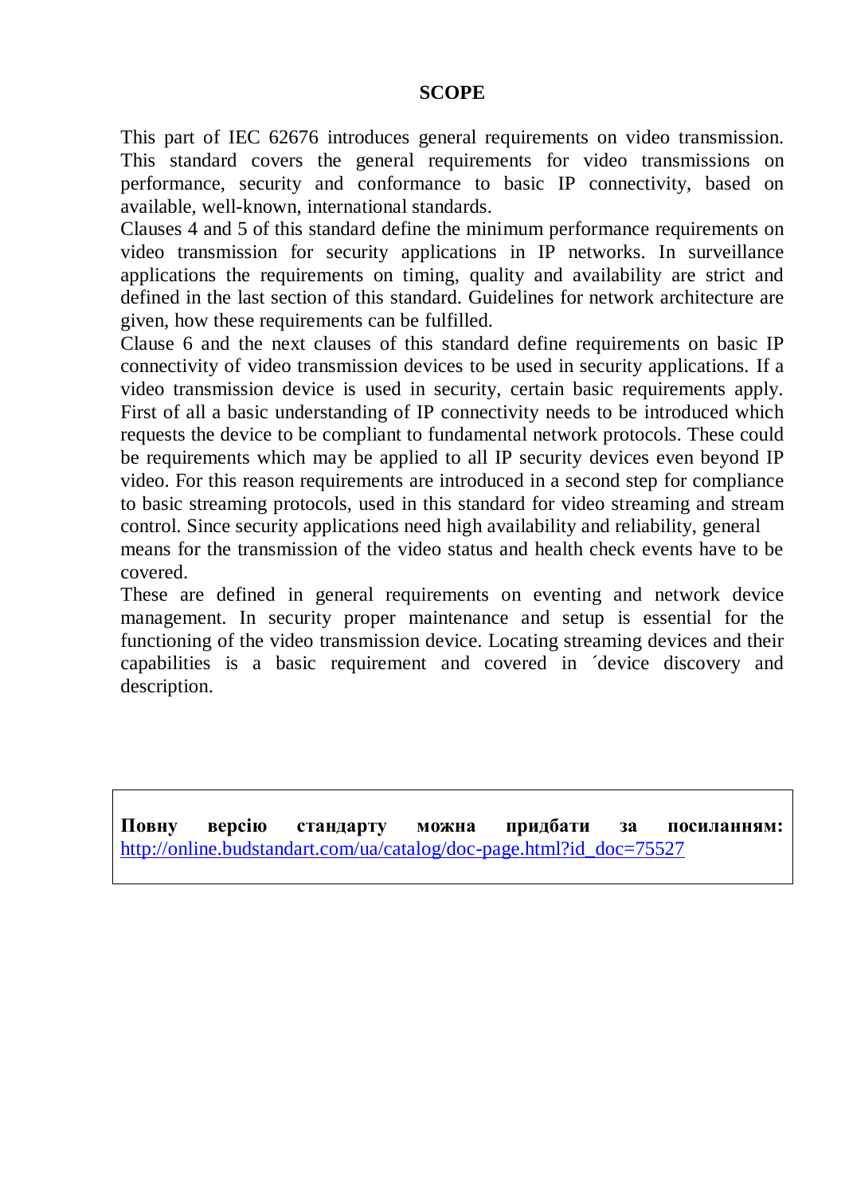## SCOPE

This part of IEC 62676 introduces general requirements on video transmission. This standard covers the general requirements for video transmissions on performance, security and conformance to basic IP connectivity, based on available, well-known, international standards.

Clauses 4 and 5 of this standard define the minimum performance requirements on video transmission for security applications in IP networks. In surveillance applications the requirements on timing, quality and availability are strict and defined in the last section of this standard. Guidelines for network architecture are given, how these requirements can be fulfilled.

Clause 6 and the next clauses of this standard define requirements on basic IP connectivity of video transmission devices to be used in security applications. If a video transmission device is used in security, certain basic requirements apply. First of all a basic understanding of IP connectivity needs to be introduced which requests the device to be compliant to fundamental network protocols. These could be requirements which may be applied to all IP security devices even beyond IP video. For this reason requirements are introduced in a second step for compliance to basic streaming protocols, used in this standard for video streaming and stream control. Since security applications need high availability and reliability, general means for the transmission of the video status and health check events have to be covered.

These are defined in general requirements on eventing and network device management. In security proper maintenance and setup is essential for the functioning of the video transmission device. Locating streaming devices and their capabilities is a basic requirement and covered in ´device discovery and description.

**Повну версію стандарту можна придбати за посиланням:** http://online.budstandart.com/ua/catalog/doc-page.html?id_doc=75527